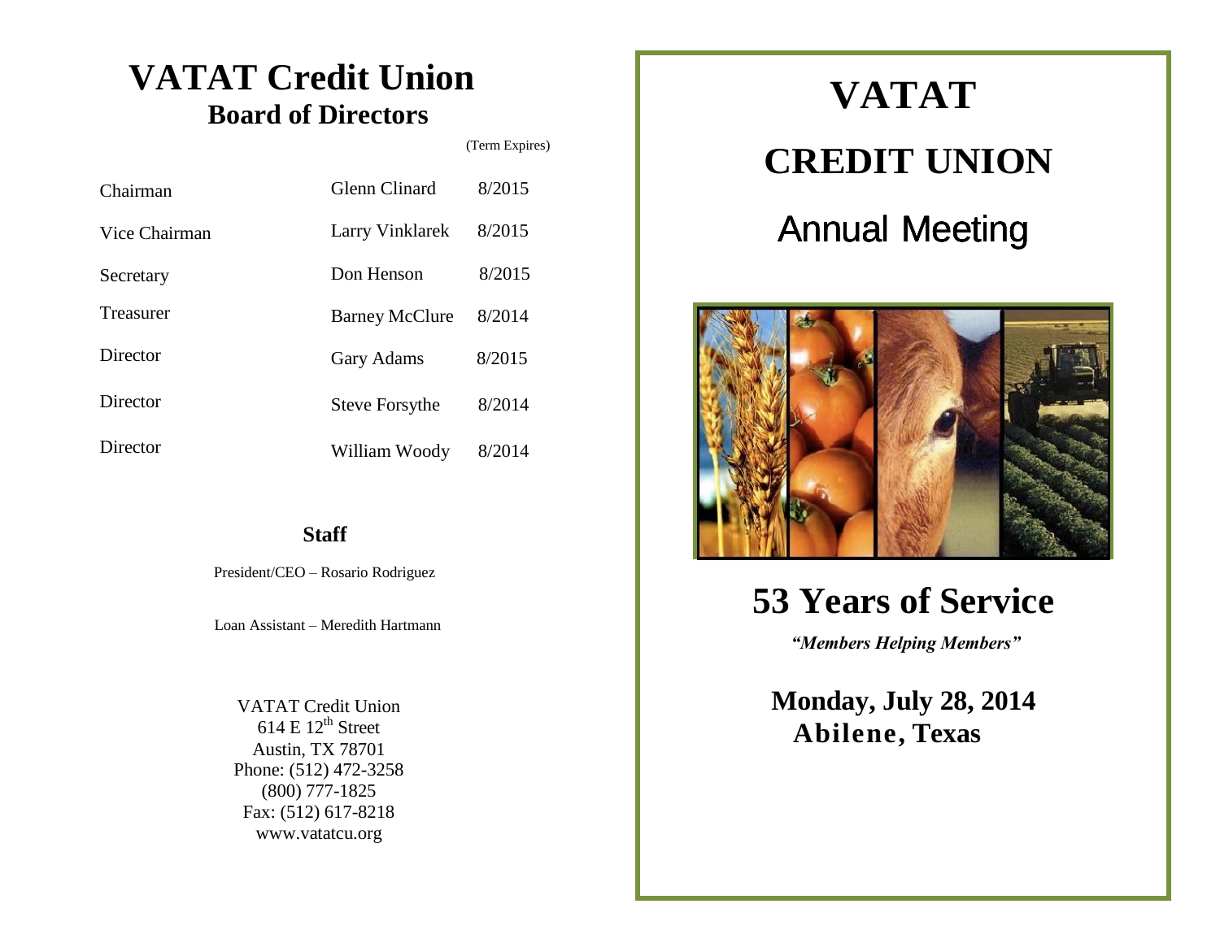# VATAT Credit Union

## Board of Directors

| | | (Term Expires) |
|---|---|---|
| Chairman | Glenn Clinard | 8/2015 |
| Vice Chairman | Larry Vinklarek | 8/2015 |
| Secretary | Don Henson | 8/2015 |
| Treasurer | Barney McClure | 8/2014 |
| Director | Gary Adams | 8/2015 |
| Director | Steve Forsythe | 8/2014 |
| Director | William Woody | 8/2014 |

### Staff

President/CEO – Rosario Rodriguez

Loan Assistant – Meredith Hartmann

VATAT Credit Union
614 E 12th Street
Austin, TX 78701
Phone: (512) 472-3258
(800) 777-1825
Fax: (512) 617-8218
www.vatatcu.org

# VATAT

# CREDIT UNION

## Annual Meeting

## 53 Years of Service

***"Members Helping Members"***

**Monday, July 28, 2014**
**Abilene, Texas**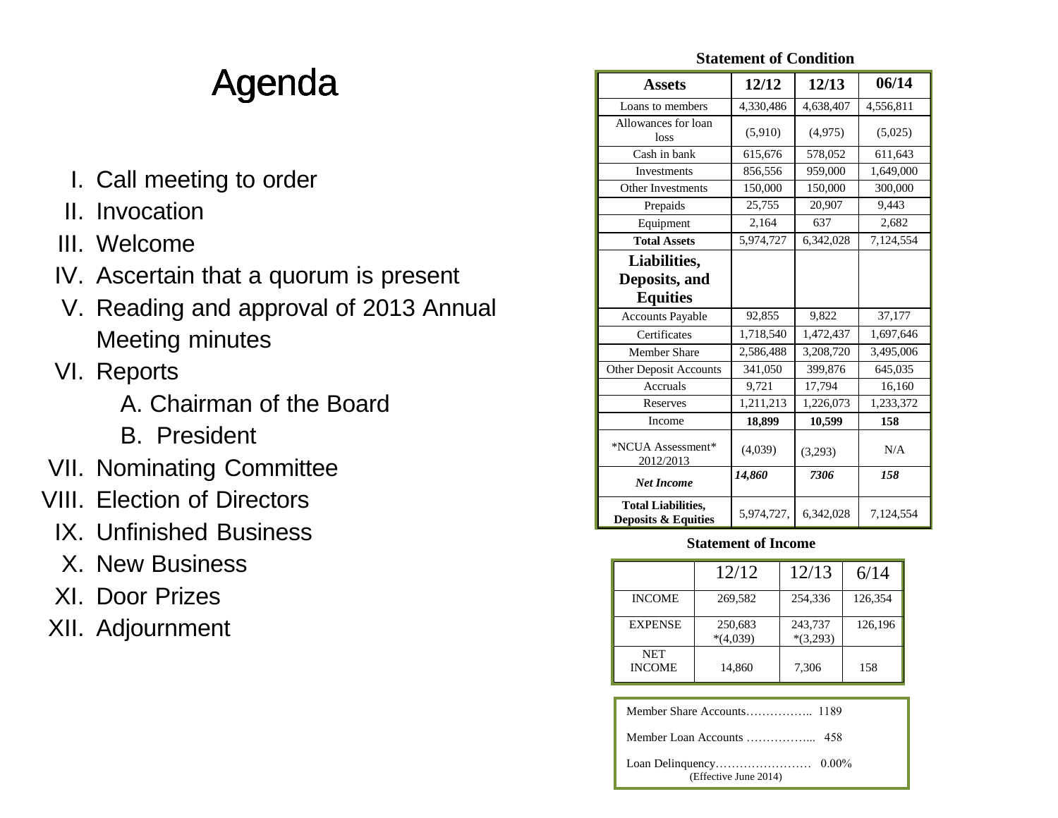# Agenda

I. Call meeting to order
II. Invocation
III. Welcome
IV. Ascertain that a quorum is present
V. Reading and approval of 2013 Annual Meeting minutes
VI. Reports
   A. Chairman of the Board
   B. President
VII. Nominating Committee
VIII. Election of Directors
IX. Unfinished Business
X. New Business
XI. Door Prizes
XII. Adjournment

**Statement of Condition**

| Assets | 12/12 | 12/13 | 06/14 |
|---|---|---|---|
| Loans to members | 4,330,486 | 4,638,407 | 4,556,811 |
| Allowances for loan loss | (5,910) | (4,975) | (5,025) |
| Cash in bank | 615,676 | 578,052 | 611,643 |
| Investments | 856,556 | 959,000 | 1,649,000 |
| Other Investments | 150,000 | 150,000 | 300,000 |
| Prepaids | 25,755 | 20,907 | 9,443 |
| Equipment | 2,164 | 637 | 2,682 |
| **Total Assets** | 5,974,727 | 6,342,028 | 7,124,554 |
| **Liabilities, Deposits, and Equities** | | | |
| Accounts Payable | 92,855 | 9,822 | 37,177 |
| Certificates | 1,718,540 | 1,472,437 | 1,697,646 |
| Member Share | 2,586,488 | 3,208,720 | 3,495,006 |
| Other Deposit Accounts | 341,050 | 399,876 | 645,035 |
| Accruals | 9,721 | 17,794 | 16,160 |
| Reserves | 1,211,213 | 1,226,073 | 1,233,372 |
| Income | **18,899** | **10,599** | **158** |
| *NCUA Assessment* 2012/2013 | (4,039) | (3,293) | N/A |
| ***Net Income*** | ***14,860*** | ***7306*** | ***158*** |
| **Total Liabilities, Deposits & Equities** | 5,974,727, | 6,342,028 | 7,124,554 |

**Statement of Income**

| | 12/12 | 12/13 | 6/14 |
|---|---|---|---|
| INCOME | 269,582 | 254,336 | 126,354 |
| EXPENSE | 250,683 *(4,039) | 243,737 *(3,293) | 126,196 |
| NET INCOME | 14,860 | 7,306 | 158 |

Member Share Accounts…………….. 1189

Member Loan Accounts ……………... 458

Loan Delinquency…………………… 0.00%
(Effective June 2014)